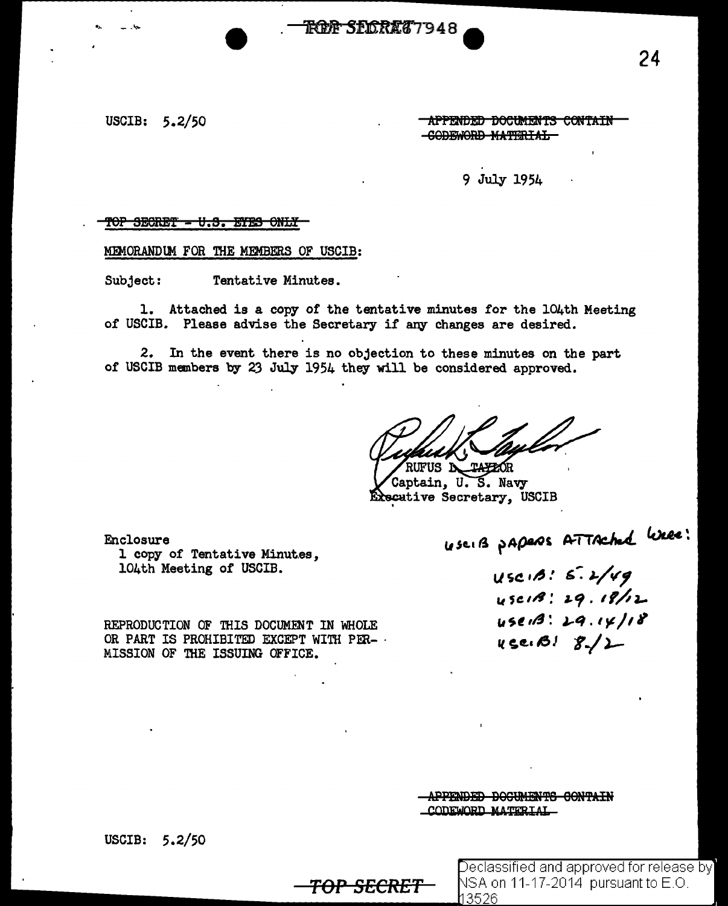~~TOP SECRET~~ 7948

USCIB: 5.2/50

~~APPENDED DOCUMENTS CONTAIN CODEWORD MATERIAL~~

9 July 1954

~~TOP SECRET - U.S. EYES ONLY~~

MEMORANDUM FOR THE MEMBERS OF USCIB:

Subject: Tentative Minutes.

1. Attached is a copy of the tentative minutes for the 104th Meeting of USCIB. Please advise the Secretary if any changes are desired.

2. In the event there is no objection to these minutes on the part of USCIB members by 23 July 1954 they will be considered approved.

RUFUS L. TAYLOR
Captain, U. S. Navy
Executive Secretary, USCIB

Enclosure
1 copy of Tentative Minutes,
104th Meeting of USCIB.

USCIB papers attached were:

USCIB: 5.2/49
USCIB: 29.18/12
USCIB: 29.14/18
USCIB: 8/2

REPRODUCTION OF THIS DOCUMENT IN WHOLE OR PART IS PROHIBITED EXCEPT WITH PERMISSION OF THE ISSUING OFFICE.

~~APPENDED DOCUMENTS CONTAIN CODEWORD MATERIAL~~

USCIB: 5.2/50

~~TOP SECRET~~

Declassified and approved for release by NSA on 11-17-2014 pursuant to E.O. 13526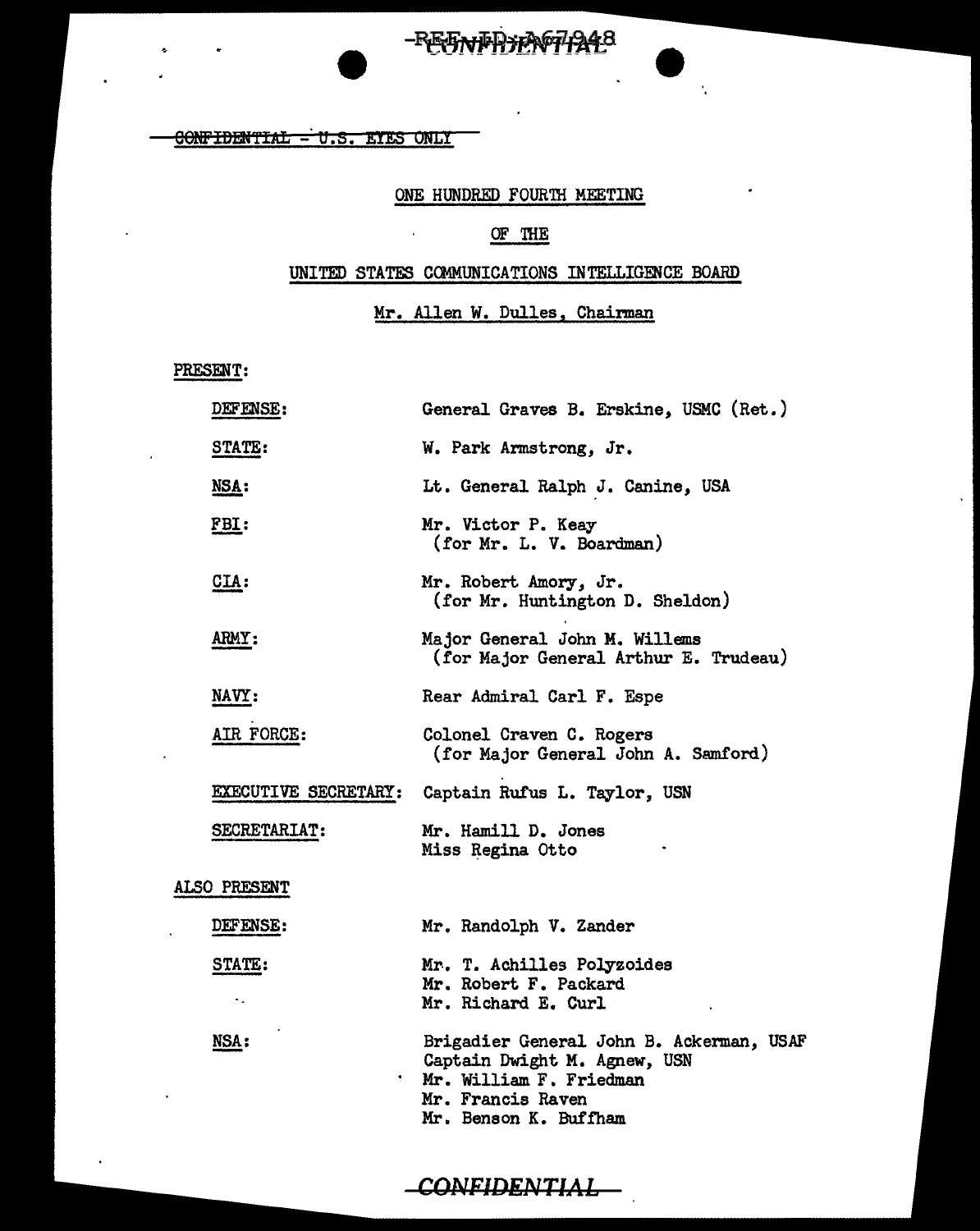REF ID:A67948

CONFIDENTIAL

~~CONFIDENTIAL - U.S. EYES ONLY~~

ONE HUNDRED FOURTH MEETING

OF THE

UNITED STATES COMMUNICATIONS INTELLIGENCE BOARD

Mr. Allen W. Dulles, Chairman

PRESENT:

| | |
|---|---|
| DEFENSE: | General Graves B. Erskine, USMC (Ret.) |
| STATE: | W. Park Armstrong, Jr. |
| NSA: | Lt. General Ralph J. Canine, USA |
| FBI: | Mr. Victor P. Keay (for Mr. L. V. Boardman) |
| CIA: | Mr. Robert Amory, Jr. (for Mr. Huntington D. Sheldon) |
| ARMY: | Major General John M. Willems (for Major General Arthur E. Trudeau) |
| NAVY: | Rear Admiral Carl F. Espe |
| AIR FORCE: | Colonel Craven C. Rogers (for Major General John A. Samford) |
| EXECUTIVE SECRETARY: | Captain Rufus L. Taylor, USN |
| SECRETARIAT: | Mr. Hamill D. Jones<br>Miss Regina Otto |

ALSO PRESENT

| | |
|---|---|
| DEFENSE: | Mr. Randolph V. Zander |
| STATE: | Mr. T. Achilles Polyzoides<br>Mr. Robert F. Packard<br>Mr. Richard E. Curl |
| NSA: | Brigadier General John B. Ackerman, USAF<br>Captain Dwight M. Agnew, USN<br>Mr. William F. Friedman<br>Mr. Francis Raven<br>Mr. Benson K. Buffham |

CONFIDENTIAL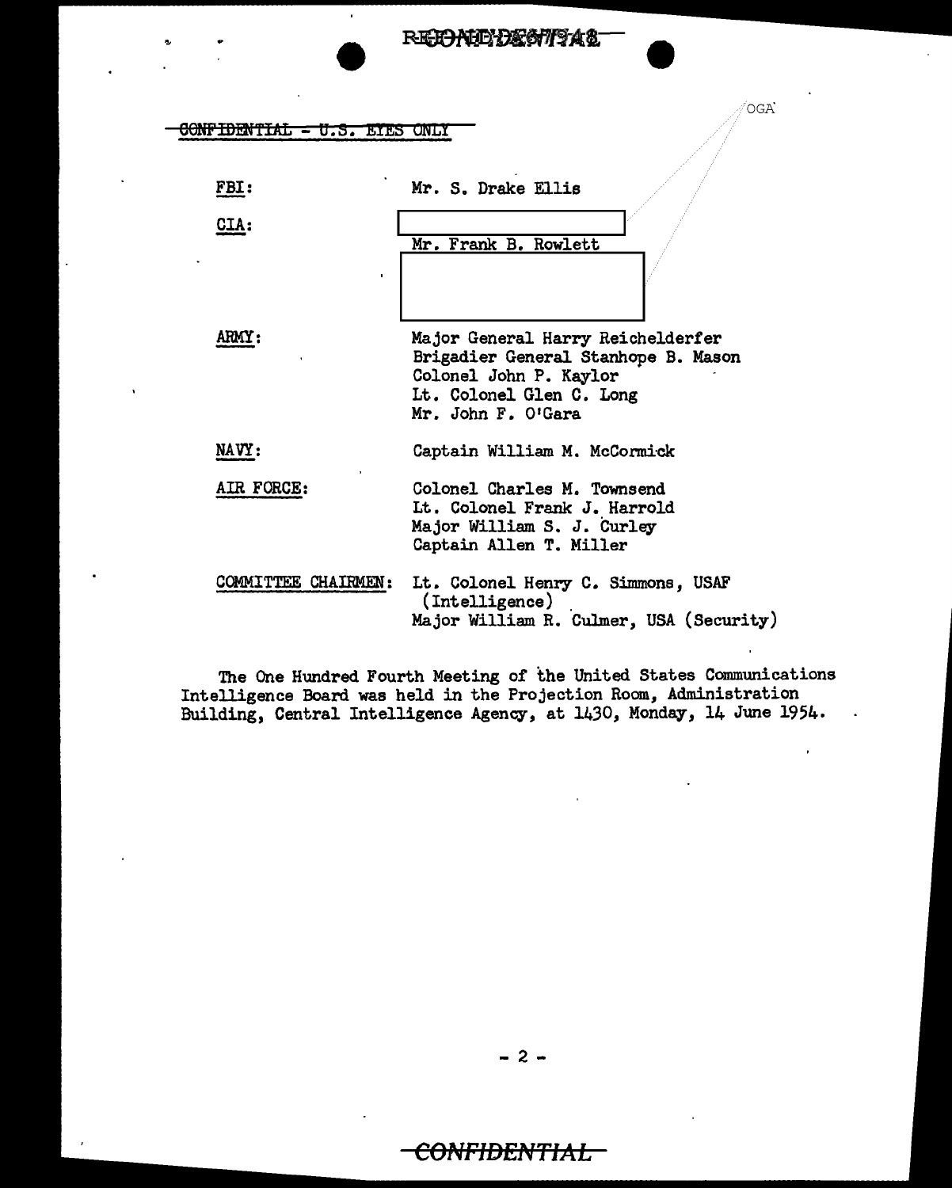~~CONFIDENTIAL - U.S. EYES ONLY~~

| | |
|---|---|
| FBI: | Mr. S. Drake Ellis |
| CIA: | [redacted] |
| | Mr. Frank B. Rowlett |
| | [redacted] |
| ARMY: | Major General Harry Reichelderfer |
| | Brigadier General Stanhope B. Mason |
| | Colonel John P. Kaylor |
| | Lt. Colonel Glen C. Long |
| | Mr. John F. O'Gara |
| NAVY: | Captain William M. McCormick |
| AIR FORCE: | Colonel Charles M. Townsend |
| | Lt. Colonel Frank J. Harrold |
| | Major William S. J. Curley |
| | Captain Allen T. Miller |
| COMMITTEE CHAIRMEN: | Lt. Colonel Henry C. Simmons, USAF (Intelligence) |
| | Major William R. Culmer, USA (Security) |

OGA

The One Hundred Fourth Meeting of the United States Communications Intelligence Board was held in the Projection Room, Administration Building, Central Intelligence Agency, at 1430, Monday, 14 June 1954.

~~CONFIDENTIAL~~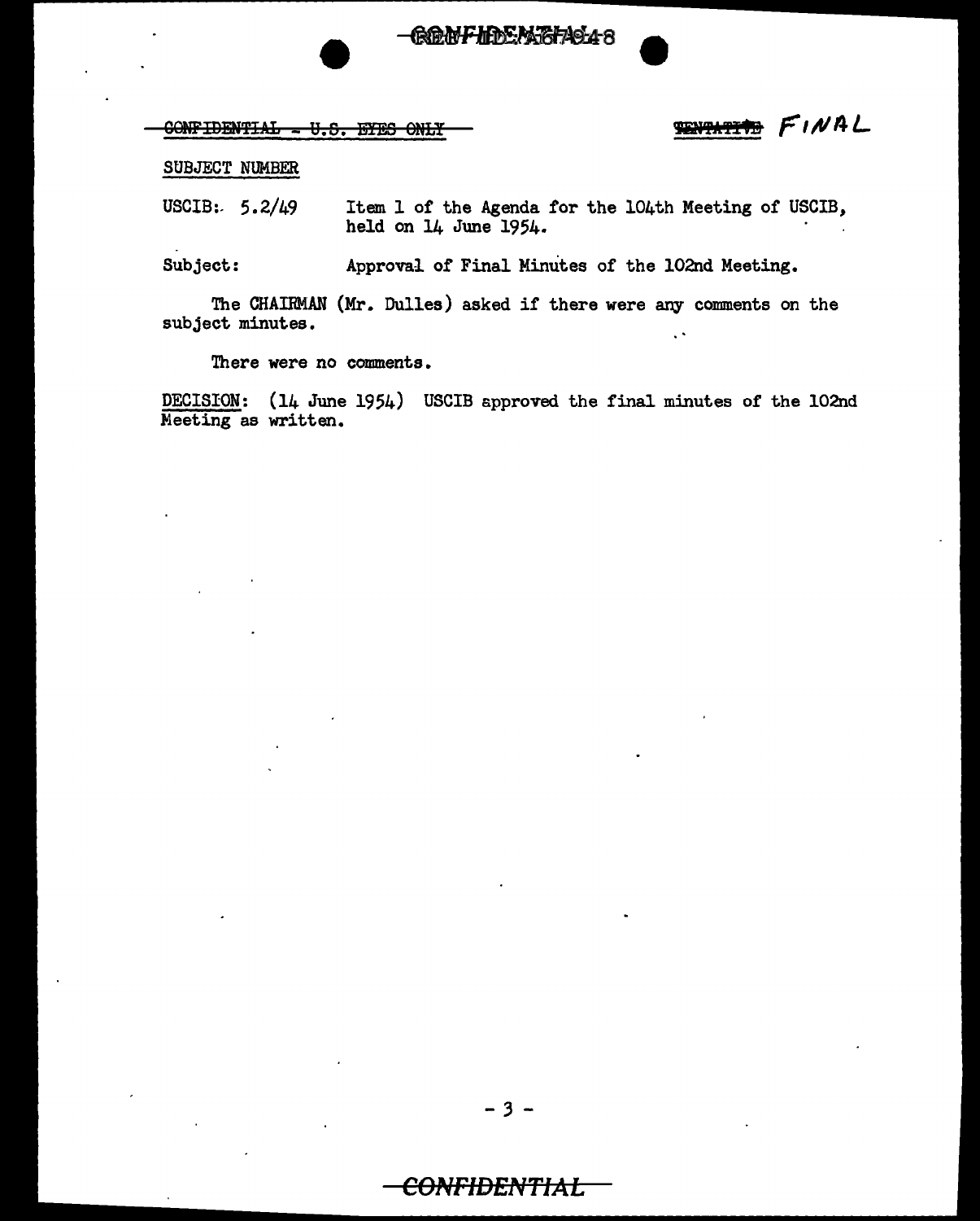~~CONFIDENTIAL - U.S. EYES ONLY~~

~~TENTATIVE~~ FINAL

SUBJECT NUMBER

USCIB: 5.2/49 Item 1 of the Agenda for the 104th Meeting of USCIB, held on 14 June 1954.

Subject: Approval of Final Minutes of the 102nd Meeting.

The CHAIRMAN (Mr. Dulles) asked if there were any comments on the subject minutes.

There were no comments.

DECISION: (14 June 1954) USCIB approved the final minutes of the 102nd Meeting as written.

~~CONFIDENTIAL~~